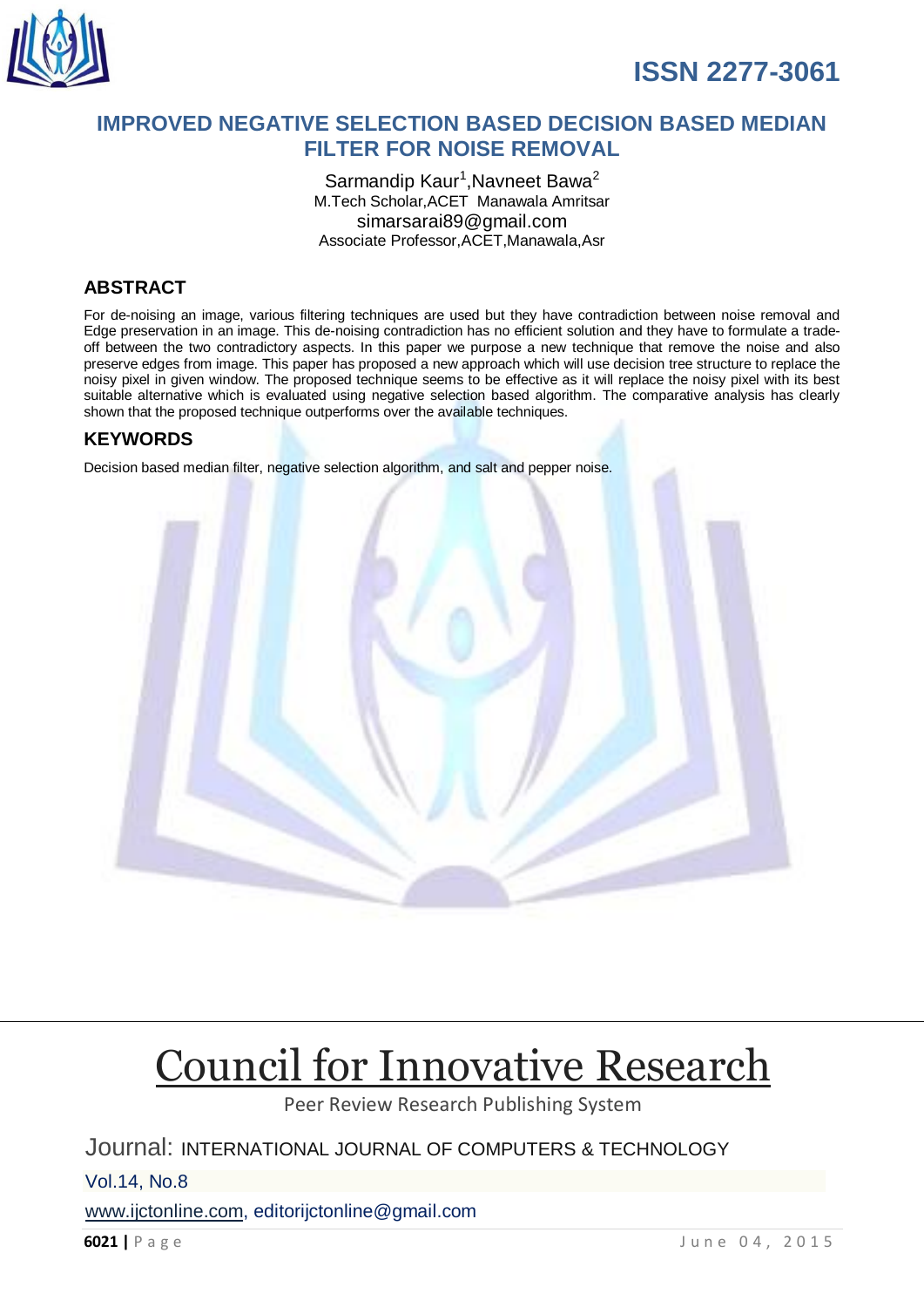ISSN 2277-3061

# IMPROVED NEGATIVE SELECTION BASED DECISION BASED MEDIAN FILTER FOR NOISE REMOVAL

Sarmandip Kaur[1],Navneet Bawa[2]

M.Tech Scholar,ACET Manawala Amritsar

simarsarai89@gmail.com

Associate Professor,ACET,Manawala,Asr

## ABSTRACT

For de-noising an image, various filtering techniques are used but they have contradiction between noise removal and Edge preservation in an image. This de-noising contradiction has no efficient solution and they have to formulate a trade-off between the two contradictory aspects. In this paper we purpose a new technique that remove the noise and also preserve edges from image. This paper has proposed a new approach which will use decision tree structure to replace the noisy pixel in given window. The proposed technique seems to be effective as it will replace the noisy pixel with its best suitable alternative which is evaluated using negative selection based algorithm. The comparative analysis has clearly shown that the proposed technique outperforms over the available techniques.

## KEYWORDS

Decision based median filter, negative selection algorithm, and salt and pepper noise.

# Council for Innovative Research

Peer Review Research Publishing System

Journal: INTERNATIONAL JOURNAL OF COMPUTERS & TECHNOLOGY

Vol.14, No.8

www.ijctonline.com, editorijctonline@gmail.com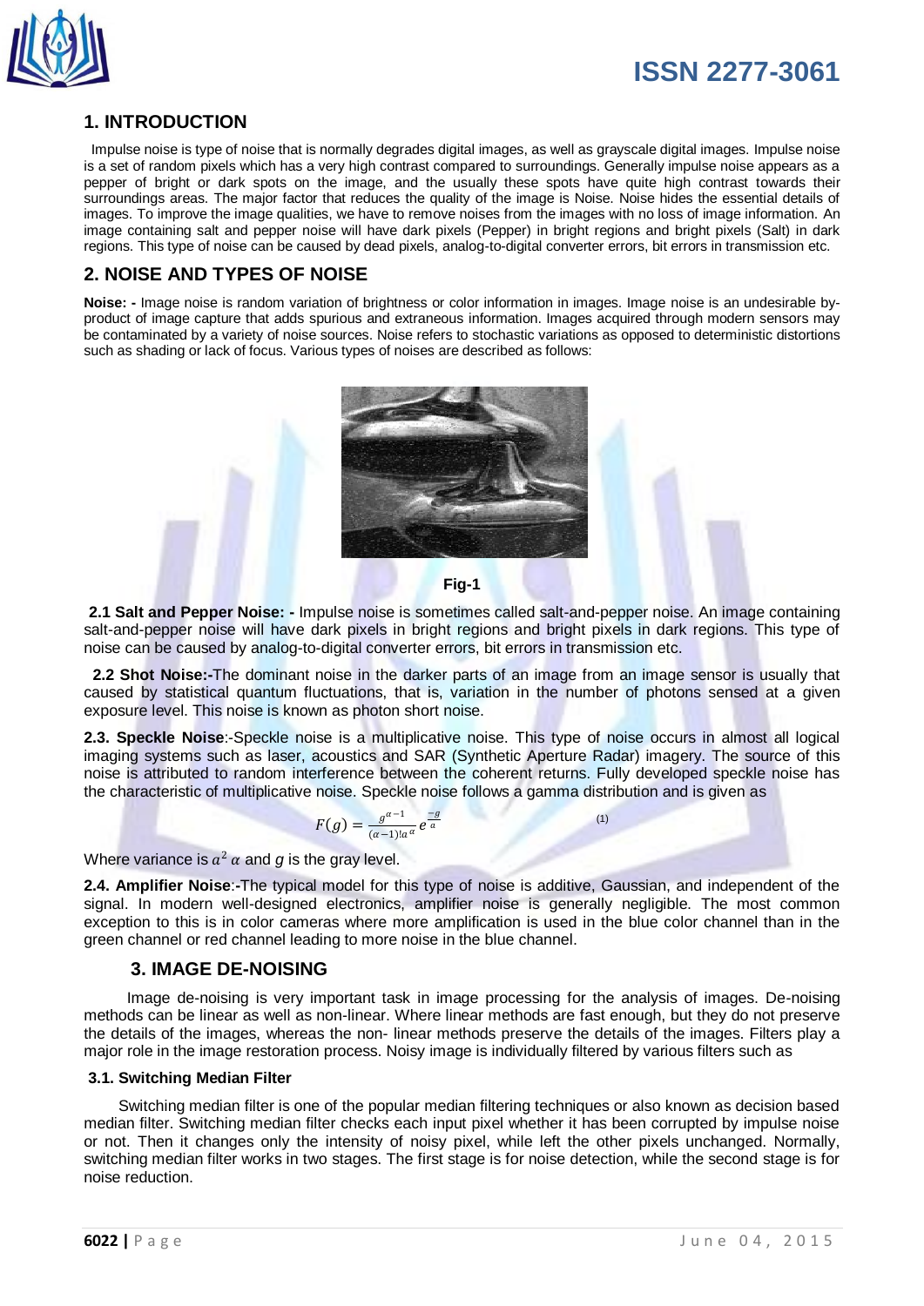## 1. INTRODUCTION

Impulse noise is type of noise that is normally degrades digital images, as well as grayscale digital images. Impulse noise is a set of random pixels which has a very high contrast compared to surroundings. Generally impulse noise appears as a pepper of bright or dark spots on the image, and the usually these spots have quite high contrast towards their surroundings areas. The major factor that reduces the quality of the image is Noise. Noise hides the essential details of images. To improve the image qualities, we have to remove noises from the images with no loss of image information. An image containing salt and pepper noise will have dark pixels (Pepper) in bright regions and bright pixels (Salt) in dark regions. This type of noise can be caused by dead pixels, analog-to-digital converter errors, bit errors in transmission etc.

## 2. NOISE AND TYPES OF NOISE

**Noise: -** Image noise is random variation of brightness or color information in images. Image noise is an undesirable by-product of image capture that adds spurious and extraneous information. Images acquired through modern sensors may be contaminated by a variety of noise sources. Noise refers to stochastic variations as opposed to deterministic distortions such as shading or lack of focus. Various types of noises are described as follows:

**Fig-1**

**2.1 Salt and Pepper Noise: -** Impulse noise is sometimes called salt-and-pepper noise. An image containing salt-and-pepper noise will have dark pixels in bright regions and bright pixels in dark regions. This type of noise can be caused by analog-to-digital converter errors, bit errors in transmission etc.

**2.2 Shot Noise:-**The dominant noise in the darker parts of an image from an image sensor is usually that caused by statistical quantum fluctuations, that is, variation in the number of photons sensed at a given exposure level. This noise is known as photon short noise.

**2.3. Speckle Noise**:-Speckle noise is a multiplicative noise. This type of noise occurs in almost all logical imaging systems such as laser, acoustics and SAR (Synthetic Aperture Radar) imagery. The source of this noise is attributed to random interference between the coherent returns. Fully developed speckle noise has the characteristic of multiplicative noise. Speckle noise follows a gamma distribution and is given as

$$F(g) = \frac{g^{\alpha-1}}{(\alpha-1)!a^{\alpha}} e^{\frac{-g}{a}} \qquad (1)$$

Where variance is $a^2\,\alpha$ and $g$ is the gray level.

**2.4. Amplifier Noise**:**-**The typical model for this type of noise is additive, Gaussian, and independent of the signal. In modern well-designed electronics, amplifier noise is generally negligible. The most common exception to this is in color cameras where more amplification is used in the blue color channel than in the green channel or red channel leading to more noise in the blue channel.

## 3. IMAGE DE-NOISING

Image de-noising is very important task in image processing for the analysis of images. De-noising methods can be linear as well as non-linear. Where linear methods are fast enough, but they do not preserve the details of the images, whereas the non- linear methods preserve the details of the images. Filters play a major role in the image restoration process. Noisy image is individually filtered by various filters such as

### 3.1. Switching Median Filter

Switching median filter is one of the popular median filtering techniques or also known as decision based median filter. Switching median filter checks each input pixel whether it has been corrupted by impulse noise or not. Then it changes only the intensity of noisy pixel, while left the other pixels unchanged. Normally, switching median filter works in two stages. The first stage is for noise detection, while the second stage is for noise reduction.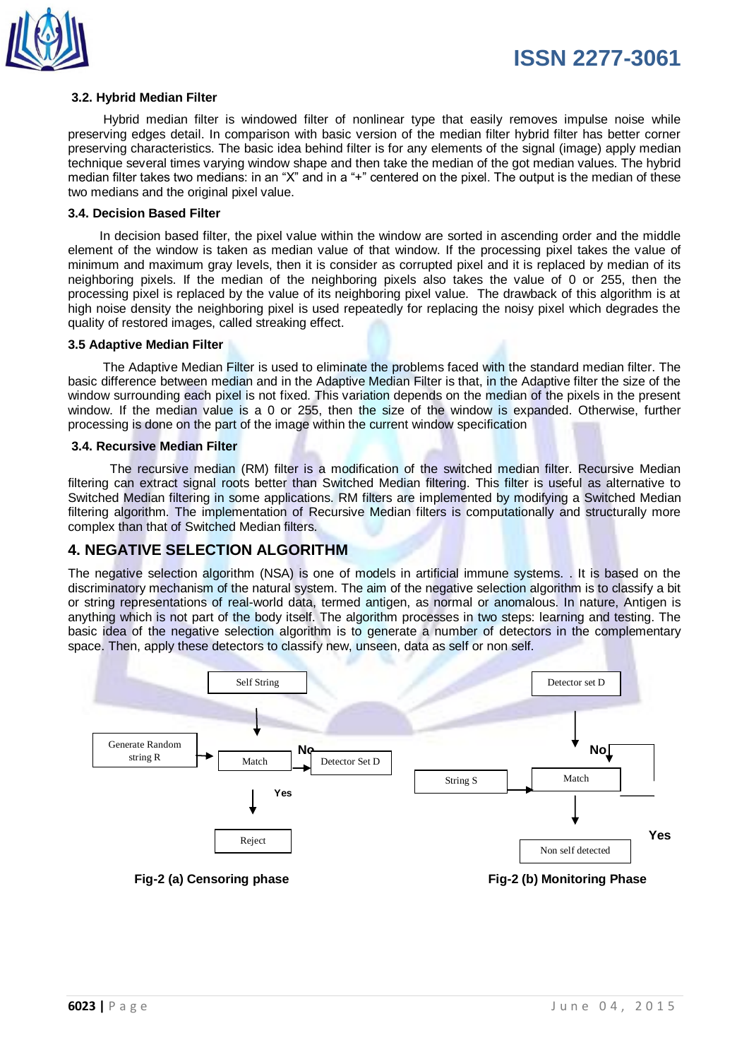### 3.2. Hybrid Median Filter

Hybrid median filter is windowed filter of nonlinear type that easily removes impulse noise while preserving edges detail. In comparison with basic version of the median filter hybrid filter has better corner preserving characteristics. The basic idea behind filter is for any elements of the signal (image) apply median technique several times varying window shape and then take the median of the got median values. The hybrid median filter takes two medians: in an "X" and in a "+" centered on the pixel. The output is the median of these two medians and the original pixel value.

### 3.4. Decision Based Filter

In decision based filter, the pixel value within the window are sorted in ascending order and the middle element of the window is taken as median value of that window. If the processing pixel takes the value of minimum and maximum gray levels, then it is consider as corrupted pixel and it is replaced by median of its neighboring pixels. If the median of the neighboring pixels also takes the value of 0 or 255, then the processing pixel is replaced by the value of its neighboring pixel value. The drawback of this algorithm is at high noise density the neighboring pixel is used repeatedly for replacing the noisy pixel which degrades the quality of restored images, called streaking effect.

### 3.5 Adaptive Median Filter

The Adaptive Median Filter is used to eliminate the problems faced with the standard median filter. The basic difference between median and in the Adaptive Median Filter is that, in the Adaptive filter the size of the window surrounding each pixel is not fixed. This variation depends on the median of the pixels in the present window. If the median value is a 0 or 255, then the size of the window is expanded. Otherwise, further processing is done on the part of the image within the current window specification

### 3.4. Recursive Median Filter

The recursive median (RM) filter is a modification of the switched median filter. Recursive Median filtering can extract signal roots better than Switched Median filtering. This filter is useful as alternative to Switched Median filtering in some applications. RM filters are implemented by modifying a Switched Median filtering algorithm. The implementation of Recursive Median filters is computationally and structurally more complex than that of Switched Median filters.

## 4. NEGATIVE SELECTION ALGORITHM

The negative selection algorithm (NSA) is one of models in artificial immune systems. . It is based on the discriminatory mechanism of the natural system. The aim of the negative selection algorithm is to classify a bit or string representations of real-world data, termed antigen, as normal or anomalous. In nature, Antigen is anything which is not part of the body itself. The algorithm processes in two steps: learning and testing. The basic idea of the negative selection algorithm is to generate a number of detectors in the complementary space. Then, apply these detectors to classify new, unseen, data as self or non self.

Self String → Match; Generate Random string R → Match; Match —No→ Detector Set D; Match —Yes→ Reject

Fig-2 (a) Censoring phase

Detector set D → Match; String S → Match; Match —No→ Match; Match —Yes→ Non self detected

Fig-2 (b) Monitoring Phase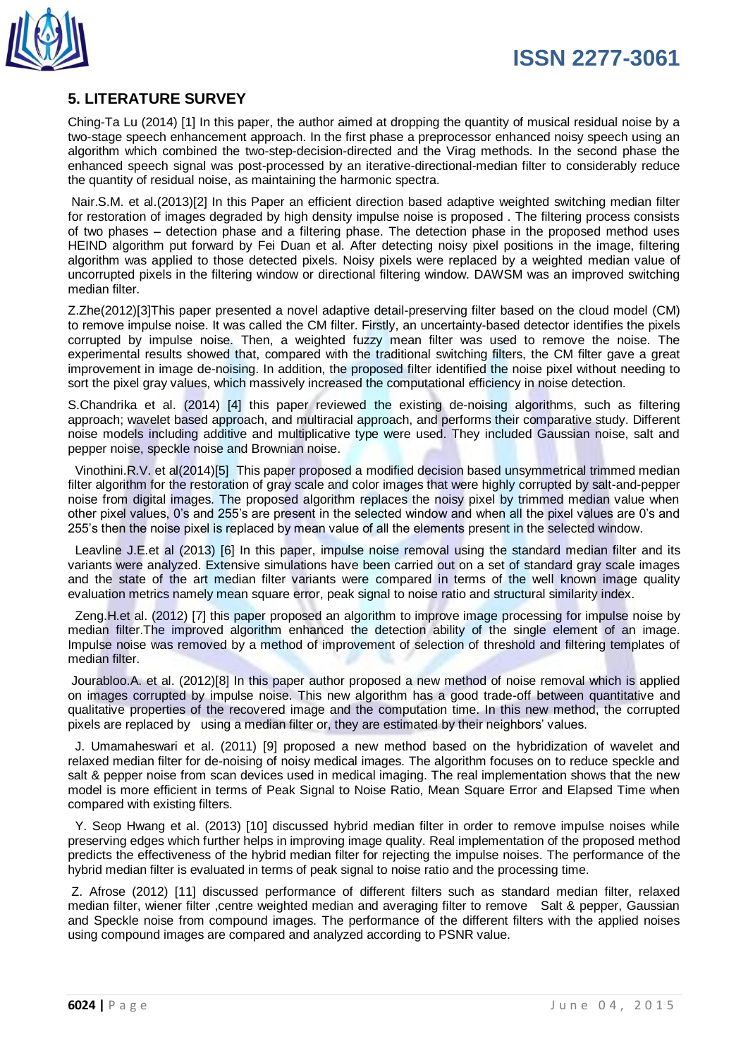## 5. LITERATURE SURVEY

Ching-Ta Lu (2014) [1] In this paper, the author aimed at dropping the quantity of musical residual noise by a two-stage speech enhancement approach. In the first phase a preprocessor enhanced noisy speech using an algorithm which combined the two-step-decision-directed and the Virag methods. In the second phase the enhanced speech signal was post-processed by an iterative-directional-median filter to considerably reduce the quantity of residual noise, as maintaining the harmonic spectra.

Nair.S.M. et al.(2013)[2] In this Paper an efficient direction based adaptive weighted switching median filter for restoration of images degraded by high density impulse noise is proposed . The filtering process consists of two phases – detection phase and a filtering phase. The detection phase in the proposed method uses HEIND algorithm put forward by Fei Duan et al. After detecting noisy pixel positions in the image, filtering algorithm was applied to those detected pixels. Noisy pixels were replaced by a weighted median value of uncorrupted pixels in the filtering window or directional filtering window. DAWSM was an improved switching median filter.

Z.Zhe(2012)[3]This paper presented a novel adaptive detail-preserving filter based on the cloud model (CM) to remove impulse noise. It was called the CM filter. Firstly, an uncertainty-based detector identifies the pixels corrupted by impulse noise. Then, a weighted fuzzy mean filter was used to remove the noise. The experimental results showed that, compared with the traditional switching filters, the CM filter gave a great improvement in image de-noising. In addition, the proposed filter identified the noise pixel without needing to sort the pixel gray values, which massively increased the computational efficiency in noise detection.

S.Chandrika et al. (2014) [4] this paper reviewed the existing de-noising algorithms, such as filtering approach; wavelet based approach, and multiracial approach, and performs their comparative study. Different noise models including additive and multiplicative type were used. They included Gaussian noise, salt and pepper noise, speckle noise and Brownian noise.

Vinothini.R.V. et al(2014)[5] This paper proposed a modified decision based unsymmetrical trimmed median filter algorithm for the restoration of gray scale and color images that were highly corrupted by salt-and-pepper noise from digital images. The proposed algorithm replaces the noisy pixel by trimmed median value when other pixel values, 0's and 255's are present in the selected window and when all the pixel values are 0's and 255's then the noise pixel is replaced by mean value of all the elements present in the selected window.

Leavline J.E.et al (2013) [6] In this paper, impulse noise removal using the standard median filter and its variants were analyzed. Extensive simulations have been carried out on a set of standard gray scale images and the state of the art median filter variants were compared in terms of the well known image quality evaluation metrics namely mean square error, peak signal to noise ratio and structural similarity index.

Zeng.H.et al. (2012) [7] this paper proposed an algorithm to improve image processing for impulse noise by median filter.The improved algorithm enhanced the detection ability of the single element of an image. Impulse noise was removed by a method of improvement of selection of threshold and filtering templates of median filter.

Jourabloo.A. et al. (2012)[8] In this paper author proposed a new method of noise removal which is applied on images corrupted by impulse noise. This new algorithm has a good trade-off between quantitative and qualitative properties of the recovered image and the computation time. In this new method, the corrupted pixels are replaced by using a median filter or, they are estimated by their neighbors' values.

J. Umamaheswari et al. (2011) [9] proposed a new method based on the hybridization of wavelet and relaxed median filter for de-noising of noisy medical images. The algorithm focuses on to reduce speckle and salt & pepper noise from scan devices used in medical imaging. The real implementation shows that the new model is more efficient in terms of Peak Signal to Noise Ratio, Mean Square Error and Elapsed Time when compared with existing filters.

Y. Seop Hwang et al. (2013) [10] discussed hybrid median filter in order to remove impulse noises while preserving edges which further helps in improving image quality. Real implementation of the proposed method predicts the effectiveness of the hybrid median filter for rejecting the impulse noises. The performance of the hybrid median filter is evaluated in terms of peak signal to noise ratio and the processing time.

Z. Afrose (2012) [11] discussed performance of different filters such as standard median filter, relaxed median filter, wiener filter ,centre weighted median and averaging filter to remove Salt & pepper, Gaussian and Speckle noise from compound images. The performance of the different filters with the applied noises using compound images are compared and analyzed according to PSNR value.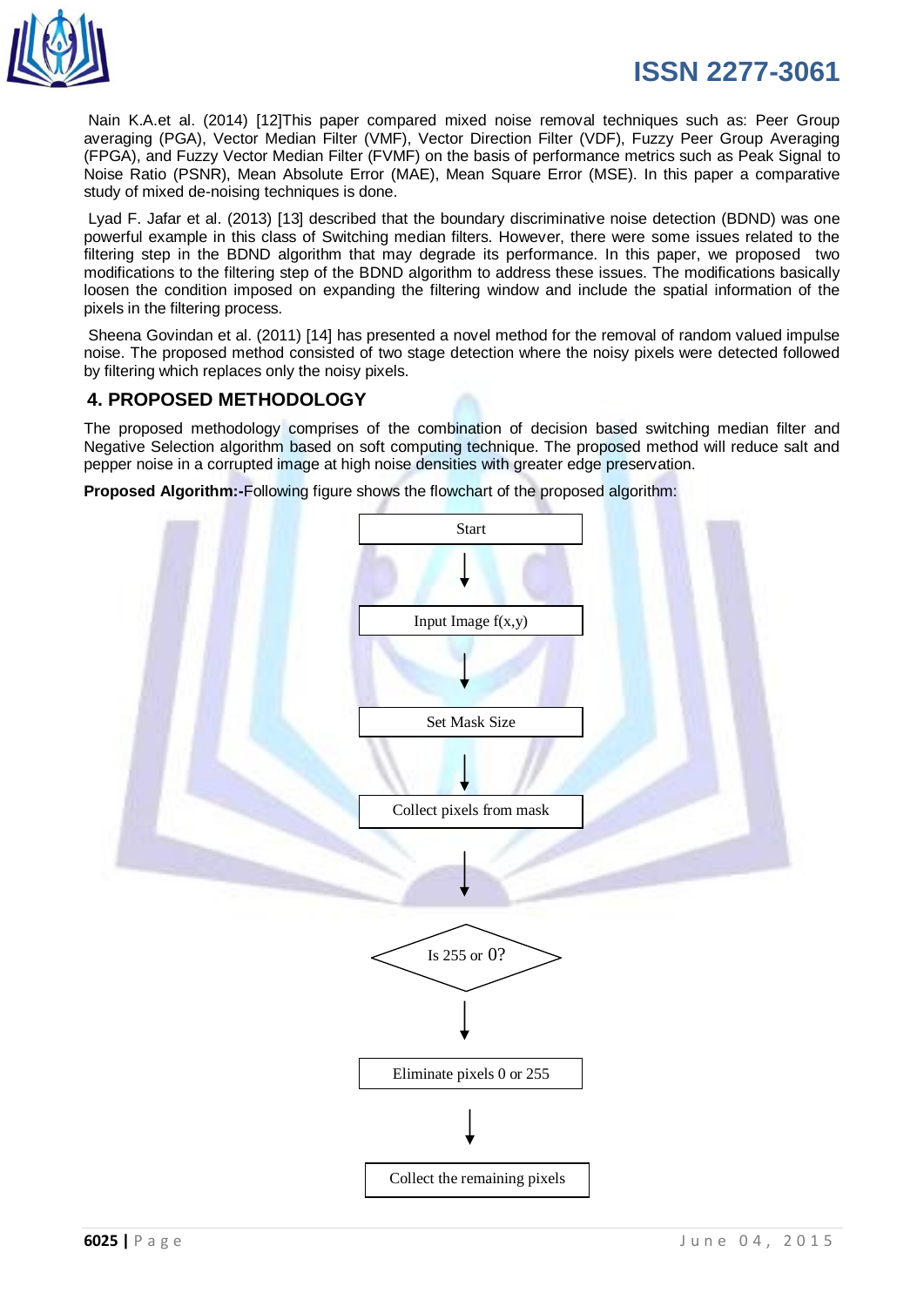Nain K.A.et al. (2014) [12]This paper compared mixed noise removal techniques such as: Peer Group averaging (PGA), Vector Median Filter (VMF), Vector Direction Filter (VDF), Fuzzy Peer Group Averaging (FPGA), and Fuzzy Vector Median Filter (FVMF) on the basis of performance metrics such as Peak Signal to Noise Ratio (PSNR), Mean Absolute Error (MAE), Mean Square Error (MSE). In this paper a comparative study of mixed de-noising techniques is done.

Lyad F. Jafar et al. (2013) [13] described that the boundary discriminative noise detection (BDND) was one powerful example in this class of Switching median filters. However, there were some issues related to the filtering step in the BDND algorithm that may degrade its performance. In this paper, we proposed two modifications to the filtering step of the BDND algorithm to address these issues. The modifications basically loosen the condition imposed on expanding the filtering window and include the spatial information of the pixels in the filtering process.

Sheena Govindan et al. (2011) [14] has presented a novel method for the removal of random valued impulse noise. The proposed method consisted of two stage detection where the noisy pixels were detected followed by filtering which replaces only the noisy pixels.

## 4. PROPOSED METHODOLOGY

The proposed methodology comprises of the combination of decision based switching median filter and Negative Selection algorithm based on soft computing technique. The proposed method will reduce salt and pepper noise in a corrupted image at high noise densities with greater edge preservation.

**Proposed Algorithm:-**Following figure shows the flowchart of the proposed algorithm:

Start

↓

Input Image f(x,y)

↓

Set Mask Size

↓

Collect pixels from mask

↓

Is 255 or 0?

↓

Eliminate pixels 0 or 255

↓

Collect the remaining pixels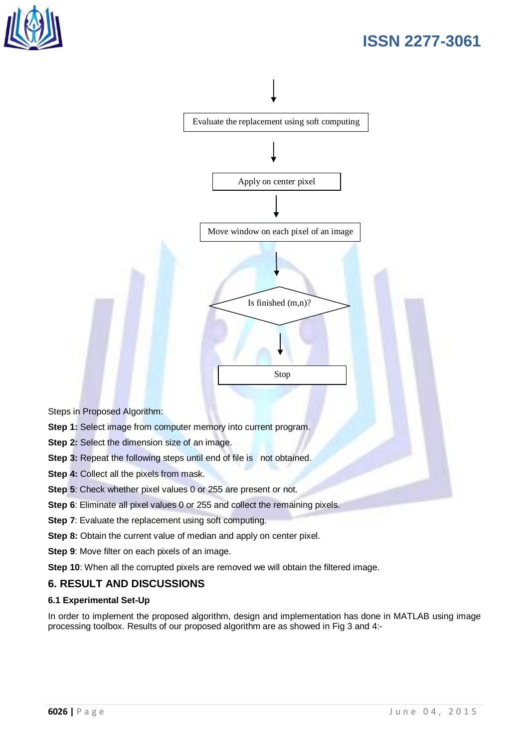Evaluate the replacement using soft computing

↓

Apply on center pixel

↓

Move window on each pixel of an image

↓

Is finished (m,n)?

↓

Stop

Steps in Proposed Algorithm:

**Step 1:** Select image from computer memory into current program.

**Step 2:** Select the dimension size of an image.

**Step 3:** Repeat the following steps until end of file is not obtained.

**Step 4:** Collect all the pixels from mask.

**Step 5**: Check whether pixel values 0 or 255 are present or not.

**Step 6**: Eliminate all pixel values 0 or 255 and collect the remaining pixels.

**Step 7**: Evaluate the replacement using soft computing.

**Step 8:** Obtain the current value of median and apply on center pixel.

**Step 9**: Move filter on each pixels of an image.

**Step 10**: When all the corrupted pixels are removed we will obtain the filtered image.

## 6. RESULT AND DISCUSSIONS

### 6.1 Experimental Set-Up

In order to implement the proposed algorithm, design and implementation has done in MATLAB using image processing toolbox. Results of our proposed algorithm are as showed in Fig 3 and 4:-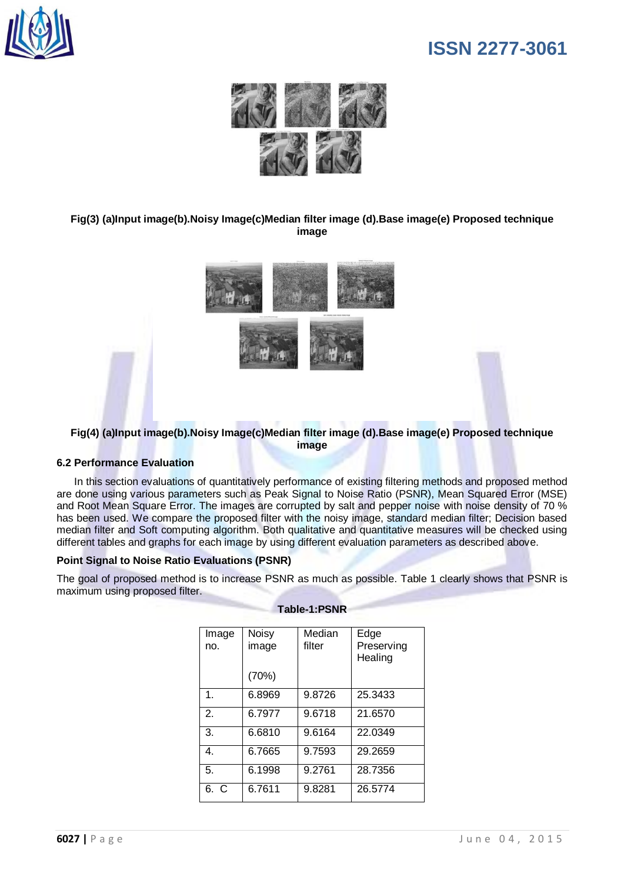**Fig(3) (a)Input image(b).Noisy Image(c)Median filter image (d).Base image(e) Proposed technique image**

**Fig(4) (a)Input image(b).Noisy Image(c)Median filter image (d).Base image(e) Proposed technique image**

### 6.2 Performance Evaluation

In this section evaluations of quantitatively performance of existing filtering methods and proposed method are done using various parameters such as Peak Signal to Noise Ratio (PSNR), Mean Squared Error (MSE) and Root Mean Square Error. The images are corrupted by salt and pepper noise with noise density of 70 % has been used. We compare the proposed filter with the noisy image, standard median filter; Decision based median filter and Soft computing algorithm. Both qualitative and quantitative measures will be checked using different tables and graphs for each image by using different evaluation parameters as described above.

**Point Signal to Noise Ratio Evaluations (PSNR)**

The goal of proposed method is to increase PSNR as much as possible. Table 1 clearly shows that PSNR is maximum using proposed filter.

**Table-1:PSNR**

| Image no. | Noisy image (70%) | Median filter | Edge Preserving Healing |
|---|---|---|---|
| 1. | 6.8969 | 9.8726 | 25.3433 |
| 2. | 6.7977 | 9.6718 | 21.6570 |
| 3. | 6.6810 | 9.6164 | 22.0349 |
| 4. | 6.7665 | 9.7593 | 29.2659 |
| 5. | 6.1998 | 9.2761 | 28.7356 |
| 6. C | 6.7611 | 9.8281 | 26.5774 |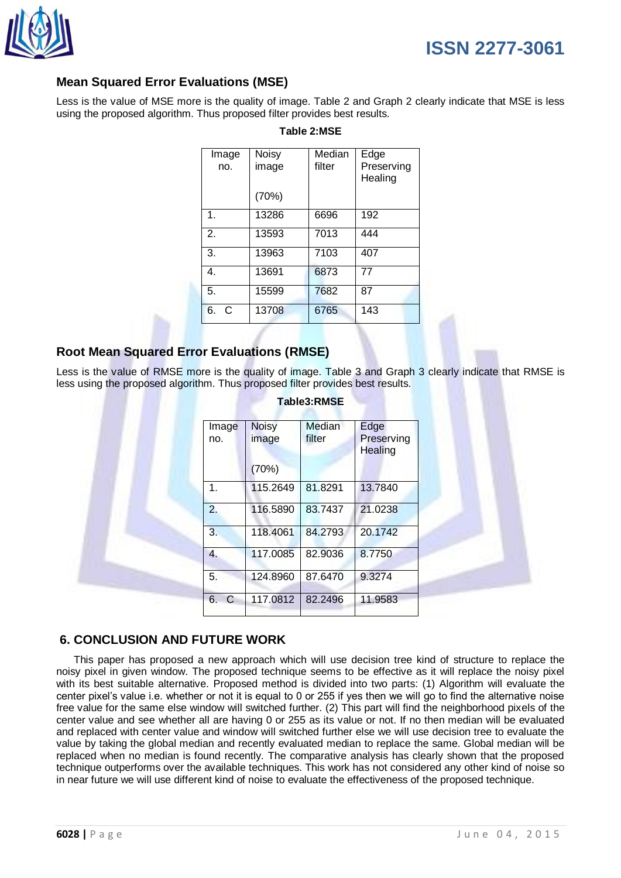### Mean Squared Error Evaluations (MSE)

Less is the value of MSE more is the quality of image. Table 2 and Graph 2 clearly indicate that MSE is less using the proposed algorithm. Thus proposed filter provides best results.

**Table 2:MSE**

| Image no. | Noisy image (70%) | Median filter | Edge Preserving Healing |
|---|---|---|---|
| 1. | 13286 | 6696 | 192 |
| 2. | 13593 | 7013 | 444 |
| 3. | 13963 | 7103 | 407 |
| 4. | 13691 | 6873 | 77 |
| 5. | 15599 | 7682 | 87 |
| 6. C | 13708 | 6765 | 143 |

### Root Mean Squared Error Evaluations (RMSE)

Less is the value of RMSE more is the quality of image. Table 3 and Graph 3 clearly indicate that RMSE is less using the proposed algorithm. Thus proposed filter provides best results.

**Table3:RMSE**

| Image no. | Noisy image (70%) | Median filter | Edge Preserving Healing |
|---|---|---|---|
| 1. | 115.2649 | 81.8291 | 13.7840 |
| 2. | 116.5890 | 83.7437 | 21.0238 |
| 3. | 118.4061 | 84.2793 | 20.1742 |
| 4. | 117.0085 | 82.9036 | 8.7750 |
| 5. | 124.8960 | 87.6470 | 9.3274 |
| 6. C | 117.0812 | 82.2496 | 11.9583 |

## 6. CONCLUSION AND FUTURE WORK

This paper has proposed a new approach which will use decision tree kind of structure to replace the noisy pixel in given window. The proposed technique seems to be effective as it will replace the noisy pixel with its best suitable alternative. Proposed method is divided into two parts: (1) Algorithm will evaluate the center pixel's value i.e. whether or not it is equal to 0 or 255 if yes then we will go to find the alternative noise free value for the same else window will switched further. (2) This part will find the neighborhood pixels of the center value and see whether all are having 0 or 255 as its value or not. If no then median will be evaluated and replaced with center value and window will switched further else we will use decision tree to evaluate the value by taking the global median and recently evaluated median to replace the same. Global median will be replaced when no median is found recently. The comparative analysis has clearly shown that the proposed technique outperforms over the available techniques. This work has not considered any other kind of noise so in near future we will use different kind of noise to evaluate the effectiveness of the proposed technique.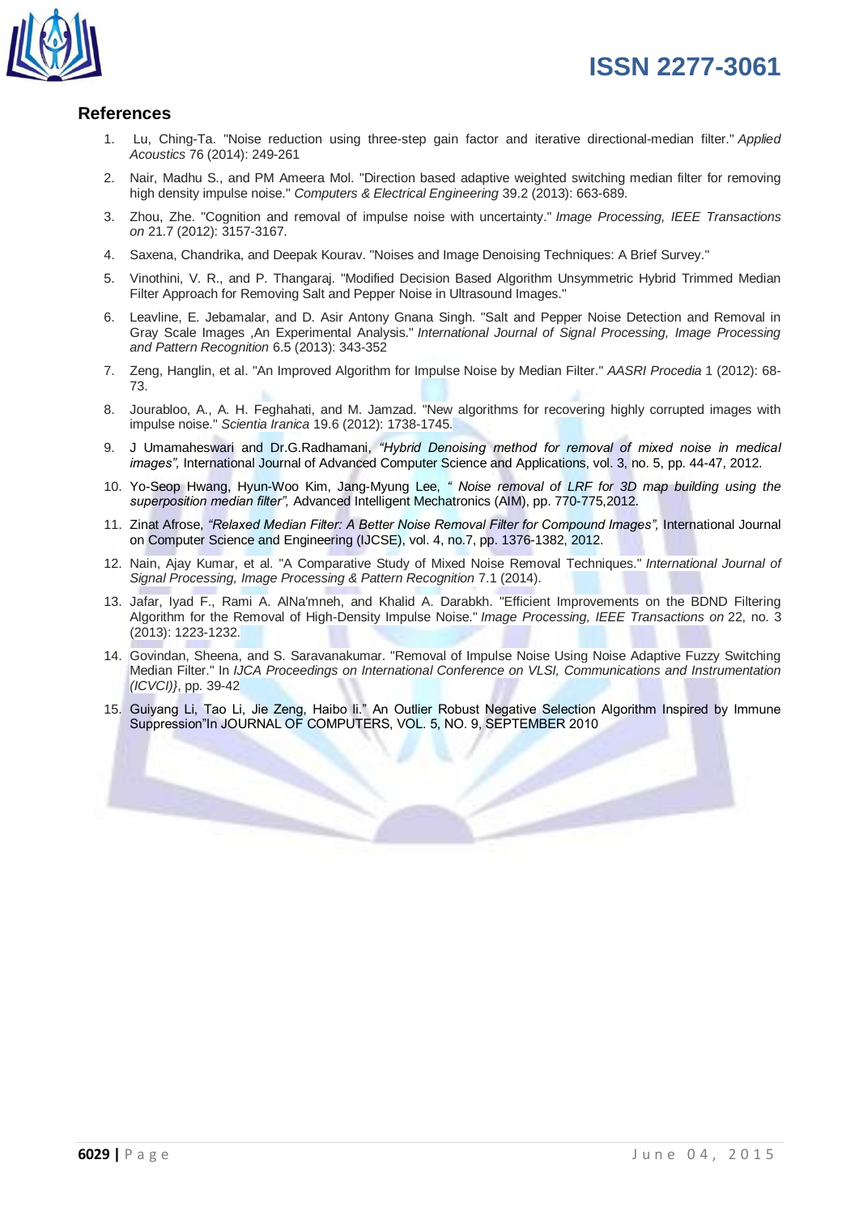## References

1. Lu, Ching-Ta. "Noise reduction using three-step gain factor and iterative directional-median filter." *Applied Acoustics* 76 (2014): 249-261
2. Nair, Madhu S., and PM Ameera Mol. "Direction based adaptive weighted switching median filter for removing high density impulse noise." *Computers & Electrical Engineering* 39.2 (2013): 663-689.
3. Zhou, Zhe. "Cognition and removal of impulse noise with uncertainty." *Image Processing, IEEE Transactions on* 21.7 (2012): 3157-3167.
4. Saxena, Chandrika, and Deepak Kourav. "Noises and Image Denoising Techniques: A Brief Survey."
5. Vinothini, V. R., and P. Thangaraj. "Modified Decision Based Algorithm Unsymmetric Hybrid Trimmed Median Filter Approach for Removing Salt and Pepper Noise in Ultrasound Images."
6. Leavline, E. Jebamalar, and D. Asir Antony Gnana Singh. "Salt and Pepper Noise Detection and Removal in Gray Scale Images ,An Experimental Analysis." *International Journal of Signal Processing, Image Processing and Pattern Recognition* 6.5 (2013): 343-352
7. Zeng, Hanglin, et al. "An Improved Algorithm for Impulse Noise by Median Filter." *AASRI Procedia* 1 (2012): 68-73.
8. Jourabloo, A., A. H. Feghahati, and M. Jamzad. "New algorithms for recovering highly corrupted images with impulse noise." *Scientia Iranica* 19.6 (2012): 1738-1745.
9. J Umamaheswari and Dr.G.Radhamani, *"Hybrid Denoising method for removal of mixed noise in medical images",* International Journal of Advanced Computer Science and Applications, vol. 3, no. 5, pp. 44-47, 2012.
10. Yo-Seop Hwang, Hyun-Woo Kim, Jang-Myung Lee, *" Noise removal of LRF for 3D map building using the superposition median filter",* Advanced Intelligent Mechatronics (AIM), pp. 770-775,2012.
11. Zinat Afrose, *"Relaxed Median Filter: A Better Noise Removal Filter for Compound Images",* International Journal on Computer Science and Engineering (IJCSE), vol. 4, no.7, pp. 1376-1382, 2012.
12. Nain, Ajay Kumar, et al. "A Comparative Study of Mixed Noise Removal Techniques." *International Journal of Signal Processing, Image Processing & Pattern Recognition* 7.1 (2014).
13. Jafar, Iyad F., Rami A. AlNa'mneh, and Khalid A. Darabkh. "Efficient Improvements on the BDND Filtering Algorithm for the Removal of High-Density Impulse Noise." *Image Processing, IEEE Transactions on* 22, no. 3 (2013): 1223-1232.
14. Govindan, Sheena, and S. Saravanakumar. "Removal of Impulse Noise Using Noise Adaptive Fuzzy Switching Median Filter." In *IJCA Proceedings on International Conference on VLSI, Communications and Instrumentation (ICVCI)}*, pp. 39-42
15. Guiyang Li, Tao Li, Jie Zeng, Haibo li." An Outlier Robust Negative Selection Algorithm Inspired by Immune Suppression"In JOURNAL OF COMPUTERS, VOL. 5, NO. 9, SEPTEMBER 2010